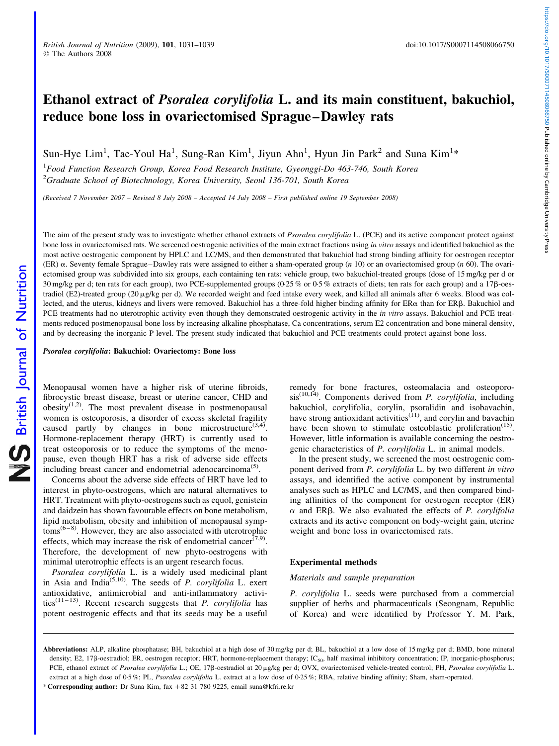# Ethanol extract of *Psoralea corylifolia* L. and its main constituent, bakuchiol, reduce bone loss in ovariectomised Sprague–Dawley rats

Sun-Hye Lim[1], Tae-Youl Ha[1], Sung-Ran Kim[1], Jiyun Ahn[1], Hyun Jin Park[2] and Suna Kim[1]*

[1]*Food Function Research Group, Korea Food Research Institute, Gyeonggi-Do 463-746, South Korea*
[2]*Graduate School of Biotechnology, Korea University, Seoul 136-701, South Korea*

*(Received 7 November 2007 – Revised 8 July 2008 – Accepted 14 July 2008 – First published online 19 September 2008)*

The aim of the present study was to investigate whether ethanol extracts of *Psoralea corylifolia* L. (PCE) and its active component protect against bone loss in ovariectomised rats. We screened oestrogenic activities of the main extract fractions using *in vitro* assays and identified bakuchiol as the most active oestrogenic component by HPLC and LC/MS, and then demonstrated that bakuchiol had strong binding affinity for oestrogen receptor (ER) α. Seventy female Sprague–Dawley rats were assigned to either a sham-operated group (*n* 10) or an ovariectomised group (*n* 60). The ovariectomised group was subdivided into six groups, each containing ten rats: vehicle group, two bakuchiol-treated groups (dose of 15 mg/kg per d or 30 mg/kg per d; ten rats for each group), two PCE-supplemented groups (0·25 % or 0·5 % extracts of diets; ten rats for each group) and a 17β-oestradiol (E2)-treated group (20 μg/kg per d). We recorded weight and feed intake every week, and killed all animals after 6 weeks. Blood was collected, and the uterus, kidneys and livers were removed. Bakuchiol has a three-fold higher binding affinity for ERα than for ERβ. Bakuchiol and PCE treatments had no uterotrophic activity even though they demonstrated oestrogenic activity in the *in vitro* assays. Bakuchiol and PCE treatments reduced postmenopausal bone loss by increasing alkaline phosphatase, Ca concentrations, serum E2 concentration and bone mineral density, and by decreasing the inorganic P level. The present study indicated that bakuchiol and PCE treatments could protect against bone loss.

***Psoralea corylifolia*: Bakuchiol: Ovariectomy: Bone loss**

Menopausal women have a higher risk of uterine fibroids, fibrocystic breast disease, breast or uterine cancer, CHD and obesity[1,2]. The most prevalent disease in postmenopausal women is osteoporosis, a disorder of excess skeletal fragility caused partly by changes in bone microstructure[3,4]. Hormone-replacement therapy (HRT) is currently used to treat osteoporosis or to reduce the symptoms of the menopause, even though HRT has a risk of adverse side effects including breast cancer and endometrial adenocarcinoma[5].

Concerns about the adverse side effects of HRT have led to interest in phyto-oestrogens, which are natural alternatives to HRT. Treatment with phyto-oestrogens such as equol, genistein and daidzein has shown favourable effects on bone metabolism, lipid metabolism, obesity and inhibition of menopausal symptoms[6–8]. However, they are also associated with uterotrophic effects, which may increase the risk of endometrial cancer[7,9]. Therefore, the development of new phyto-oestrogens with minimal uterotrophic effects is an urgent research focus.

*Psoralea corylifolia* L. is a widely used medicinal plant in Asia and India[5,10]. The seeds of *P. corylifolia* L. exert antioxidative, antimicrobial and anti-inflammatory activities[11–13]. Recent research suggests that *P. corylifolia* has potent oestrogenic effects and that its seeds may be a useful remedy for bone fractures, osteomalacia and osteoporosis[10,14]. Components derived from *P. corylifolia*, including bakuchiol, corylifolia, corylin, psoralidin and isobavachin, have strong antioxidant activities[11], and corylin and bavachin have been shown to stimulate osteoblastic proliferation[15]. However, little information is available concerning the oestrogenic characteristics of *P. corylifolia* L. in animal models.

In the present study, we screened the most oestrogenic component derived from *P. corylifolia* L. by two different *in vitro* assays, and identified the active component by instrumental analyses such as HPLC and LC/MS, and then compared binding affinities of the component for oestrogen receptor (ER) α and ERβ. We also evaluated the effects of *P. corylifolia* extracts and its active component on body-weight gain, uterine weight and bone loss in ovariectomised rats.

## Experimental methods

### Materials and sample preparation

*P. corylifolia* L. seeds were purchased from a commercial supplier of herbs and pharmaceuticals (Seongnam, Republic of Korea) and were identified by Professor Y. M. Park,

**Abbreviations:** ALP, alkaline phosphatase; BH, bakuchiol at a high dose of 30 mg/kg per d; BL, bakuchiol at a low dose of 15 mg/kg per d; BMD, bone mineral density; E2, 17β-oestradiol; ER, oestrogen receptor; HRT, hormone-replacement therapy; $IC_{50}$, half maximal inhibitory concentration; IP, inorganic-phosphorus; PCE, ethanol extract of *Psoralea corylifolia* L.; OE, 17β-oestradiol at 20 μg/kg per d; OVX, ovariectomised vehicle-treated control; PH, *Psoralea corylifolia* L. extract at a high dose of 0·5 %; PL, *Psoralea corylifolia* L. extract at a low dose of 0·25 %; RBA, relative binding affinity; Sham, sham-operated.

\* **Corresponding author:** Dr Suna Kim, fax +82 31 780 9225, email suna@kfri.re.kr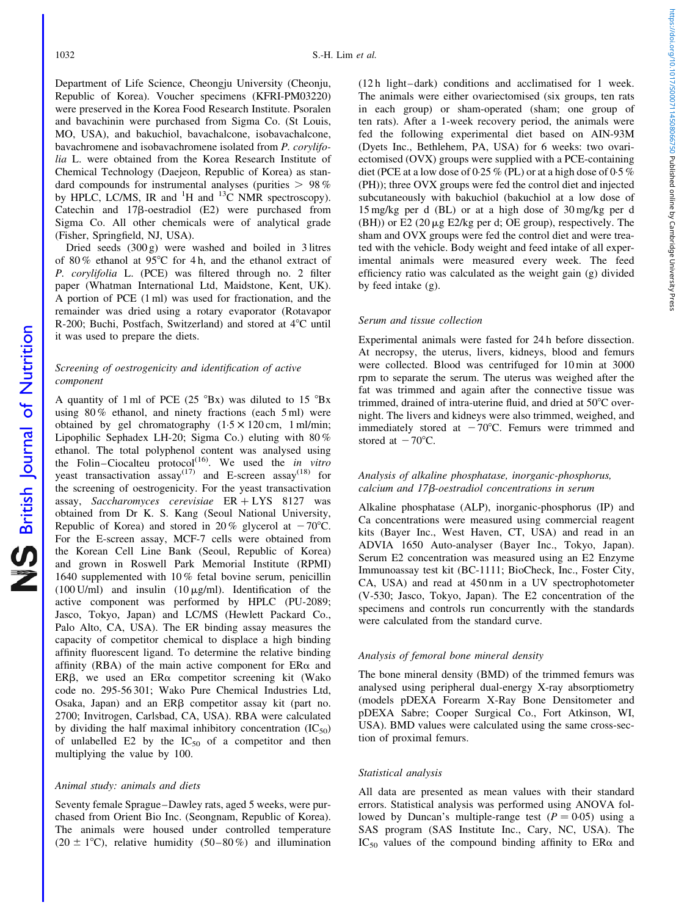Department of Life Science, Cheongju University (Cheonju, Republic of Korea). Voucher specimens (KFRI-PM03220) were preserved in the Korea Food Research Institute. Psoralen and bavachinin were purchased from Sigma Co. (St Louis, MO, USA), and bakuchiol, bavachalcone, isobavachalcone, bavachromene and isobavachromene isolated from *P. corylifolia* L. were obtained from the Korea Research Institute of Chemical Technology (Daejeon, Republic of Korea) as standard compounds for instrumental analyses (purities > 98 % by HPLC, LC/MS, IR and $^{1}H$ and $^{13}C$ NMR spectroscopy). Catechin and 17β-oestradiol (E2) were purchased from Sigma Co. All other chemicals were of analytical grade (Fisher, Springfield, NJ, USA).

Dried seeds (300 g) were washed and boiled in 3 litres of 80 % ethanol at 95°C for 4 h, and the ethanol extract of *P. corylifolia* L. (PCE) was filtered through no. 2 filter paper (Whatman International Ltd, Maidstone, Kent, UK). A portion of PCE (1 ml) was used for fractionation, and the remainder was dried using a rotary evaporator (Rotavapor R-200; Buchi, Postfach, Switzerland) and stored at 4°C until it was used to prepare the diets.

### *Screening of oestrogenicity and identification of active component*

A quantity of 1 ml of PCE (25 °Bx) was diluted to 15 °Bx using 80 % ethanol, and ninety fractions (each 5 ml) were obtained by gel chromatography (1·5 × 120 cm, 1 ml/min; Lipophilic Sephadex LH-20; Sigma Co.) eluting with 80 % ethanol. The total polyphenol content was analysed using the Folin–Ciocalteu protocol[16]. We used the *in vitro* yeast transactivation assay[17] and E-screen assay[18] for the screening of oestrogenicity. For the yeast transactivation assay, *Saccharomyces cerevisiae* ER + LYS 8127 was obtained from Dr K. S. Kang (Seoul National University, Republic of Korea) and stored in 20 % glycerol at −70°C. For the E-screen assay, MCF-7 cells were obtained from the Korean Cell Line Bank (Seoul, Republic of Korea) and grown in Roswell Park Memorial Institute (RPMI) 1640 supplemented with 10 % fetal bovine serum, penicillin (100 U/ml) and insulin (10 μg/ml). Identification of the active component was performed by HPLC (PU-2089; Jasco, Tokyo, Japan) and LC/MS (Hewlett Packard Co., Palo Alto, CA, USA). The ER binding assay measures the capacity of competitor chemical to displace a high binding affinity fluorescent ligand. To determine the relative binding affinity (RBA) of the main active component for ERα and ERβ, we used an ERα competitor screening kit (Wako code no. 295-56 301; Wako Pure Chemical Industries Ltd, Osaka, Japan) and an ERβ competitor assay kit (part no. 2700; Invitrogen, Carlsbad, CA, USA). RBA were calculated by dividing the half maximal inhibitory concentration ($IC_{50}$) of unlabelled E2 by the $IC_{50}$ of a competitor and then multiplying the value by 100.

### *Animal study: animals and diets*

Seventy female Sprague–Dawley rats, aged 5 weeks, were purchased from Orient Bio Inc. (Seongnam, Republic of Korea). The animals were housed under controlled temperature (20 ± 1°C), relative humidity (50–80 %) and illumination (12 h light–dark) conditions and acclimatised for 1 week. The animals were either ovariectomised (six groups, ten rats in each group) or sham-operated (sham; one group of ten rats). After a 1-week recovery period, the animals were fed the following experimental diet based on AIN-93M (Dyets Inc., Bethlehem, PA, USA) for 6 weeks: two ovariectomised (OVX) groups were supplied with a PCE-containing diet (PCE at a low dose of 0·25 % (PL) or at a high dose of 0·5 % (PH)); three OVX groups were fed the control diet and injected subcutaneously with bakuchiol (bakuchiol at a low dose of 15 mg/kg per d (BL) or at a high dose of 30 mg/kg per d (BH)) or E2 (20 μg E2/kg per d; OE group), respectively. The sham and OVX groups were fed the control diet and were treated with the vehicle. Body weight and feed intake of all experimental animals were measured every week. The feed efficiency ratio was calculated as the weight gain (g) divided by feed intake (g).

### *Serum and tissue collection*

Experimental animals were fasted for 24 h before dissection. At necropsy, the uterus, livers, kidneys, blood and femurs were collected. Blood was centrifuged for 10 min at 3000 rpm to separate the serum. The uterus was weighed after the fat was trimmed and again after the connective tissue was trimmed, drained of intra-uterine fluid, and dried at 50°C overnight. The livers and kidneys were also trimmed, weighed, and immediately stored at −70°C. Femurs were trimmed and stored at −70°C.

### *Analysis of alkaline phosphatase, inorganic-phosphorus, calcium and 17β-oestradiol concentrations in serum*

Alkaline phosphatase (ALP), inorganic-phosphorus (IP) and Ca concentrations were measured using commercial reagent kits (Bayer Inc., West Haven, CT, USA) and read in an ADVIA 1650 Auto-analyser (Bayer Inc., Tokyo, Japan). Serum E2 concentration was measured using an E2 Enzyme Immunoassay test kit (BC-1111; BioCheck, Inc., Foster City, CA, USA) and read at 450 nm in a UV spectrophotometer (V-530; Jasco, Tokyo, Japan). The E2 concentration of the specimens and controls run concurrently with the standards were calculated from the standard curve.

### *Analysis of femoral bone mineral density*

The bone mineral density (BMD) of the trimmed femurs was analysed using peripheral dual-energy X-ray absorptiometry (models pDEXA Forearm X-Ray Bone Densitometer and pDEXA Sabre; Cooper Surgical Co., Fort Atkinson, WI, USA). BMD values were calculated using the same cross-section of proximal femurs.

### *Statistical analysis*

All data are presented as mean values with their standard errors. Statistical analysis was performed using ANOVA followed by Duncan's multiple-range test ($P = 0·05$) using a SAS program (SAS Institute Inc., Cary, NC, USA). The $IC_{50}$ values of the compound binding affinity to ERα and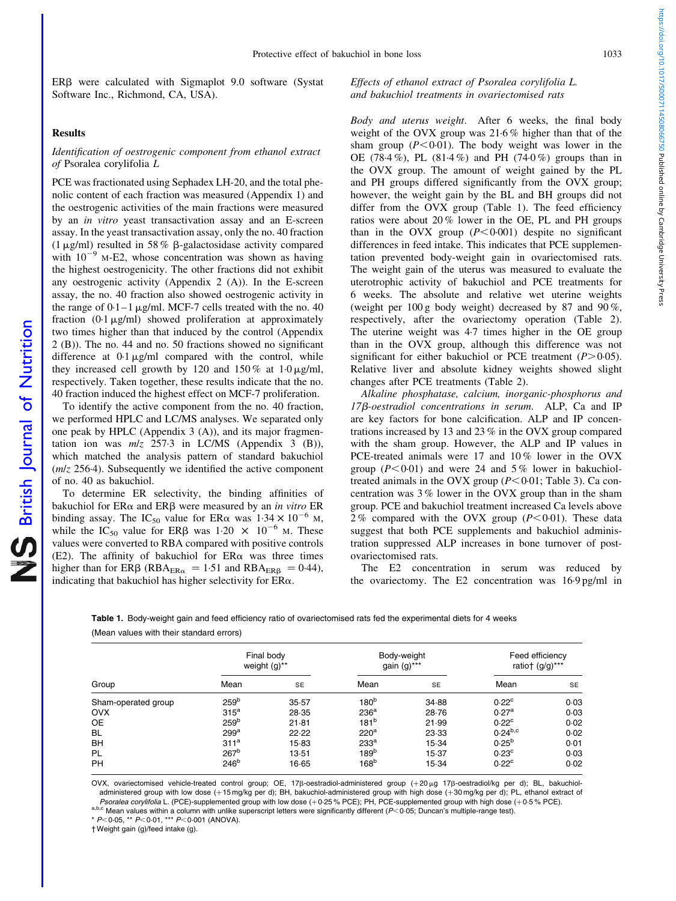ERβ were calculated with Sigmaplot 9.0 software (Systat Software Inc., Richmond, CA, USA).

## Results

### *Identification of oestrogenic component from ethanol extract of* Psoralea corylifolia *L*

PCE was fractionated using Sephadex LH-20, and the total phenolic content of each fraction was measured (Appendix 1) and the oestrogenic activities of the main fractions were measured by an *in vitro* yeast transactivation assay and an E-screen assay. In the yeast transactivation assay, only the no. 40 fraction (1 μg/ml) resulted in 58 % β-galactosidase activity compared with $10^{-9}$ M-E2, whose concentration was shown as having the highest oestrogenicity. The other fractions did not exhibit any oestrogenic activity (Appendix 2 (A)). In the E-screen assay, the no. 40 fraction also showed oestrogenic activity in the range of 0·1–1 μg/ml. MCF-7 cells treated with the no. 40 fraction (0·1 μg/ml) showed proliferation at approximately two times higher than that induced by the control (Appendix 2 (B)). The no. 44 and no. 50 fractions showed no significant difference at 0·1 μg/ml compared with the control, while they increased cell growth by 120 and 150 % at 1·0 μg/ml, respectively. Taken together, these results indicate that the no. 40 fraction induced the highest effect on MCF-7 proliferation.

To identify the active component from the no. 40 fraction, we performed HPLC and LC/MS analyses. We separated only one peak by HPLC (Appendix 3 (A)), and its major fragmentation ion was *m/z* 257·3 in LC/MS (Appendix 3 (B)), which matched the analysis pattern of standard bakuchiol (*m/z* 256·4). Subsequently we identified the active component of no. 40 as bakuchiol.

To determine ER selectivity, the binding affinities of bakuchiol for ERα and ERβ were measured by an *in vitro* ER binding assay. The $IC_{50}$ value for ERα was $1{\cdot}34 \times 10^{-6}$ M, while the $IC_{50}$ value for ERβ was $1{\cdot}20 \times 10^{-6}$ M. These values were converted to RBA compared with positive controls (E2). The affinity of bakuchiol for ERα was three times higher than for ERβ ($RBA_{ER\alpha} = 1{\cdot}51$ and $RBA_{ER\beta} = 0{\cdot}44$), indicating that bakuchiol has higher selectivity for ERα.

### *Effects of ethanol extract of* Psoralea corylifolia *L. and bakuchiol treatments in ovariectomised rats*

*Body and uterus weight.* After 6 weeks, the final body weight of the OVX group was 21·6 % higher than that of the sham group ($P<0{\cdot}01$). The body weight was lower in the OE (78·4 %), PL (81·4 %) and PH (74·0 %) groups than in the OVX group. The amount of weight gained by the PL and PH groups differed significantly from the OVX group; however, the weight gain by the BL and BH groups did not differ from the OVX group (Table 1). The feed efficiency ratios were about 20 % lower in the OE, PL and PH groups than in the OVX group ($P<0{\cdot}001$) despite no significant differences in feed intake. This indicates that PCE supplementation prevented body-weight gain in ovariectomised rats. The weight gain of the uterus was measured to evaluate the uterotrophic activity of bakuchiol and PCE treatments for 6 weeks. The absolute and relative wet uterine weights (weight per 100 g body weight) decreased by 87 and 90 %, respectively, after the ovariectomy operation (Table 2). The uterine weight was 4·7 times higher in the OE group than in the OVX group, although this difference was not significant for either bakuchiol or PCE treatment ($P>0{\cdot}05$). Relative liver and absolute kidney weights showed slight changes after PCE treatments (Table 2).

*Alkaline phosphatase, calcium, inorganic-phosphorus and 17β-oestradiol concentrations in serum.* ALP, Ca and IP are key factors for bone calcification. ALP and IP concentrations increased by 13 and 23 % in the OVX group compared with the sham group. However, the ALP and IP values in PCE-treated animals were 17 and 10 % lower in the OVX group ($P<0{\cdot}01$) and were 24 and 5 % lower in bakuchiol-treated animals in the OVX group ($P<0{\cdot}01$; Table 3). Ca concentration was 3 % lower in the OVX group than in the sham group. PCE and bakuchiol treatment increased Ca levels above 2 % compared with the OVX group ($P<0{\cdot}01$). These data suggest that both PCE supplements and bakuchiol administration suppressed ALP increases in bone turnover of post-ovariectomised rats.

The E2 concentration in serum was reduced by the ovariectomy. The E2 concentration was 16·9 pg/ml in

**Table 1.** Body-weight gain and feed efficiency ratio of ovariectomised rats fed the experimental diets for 4 weeks

(Mean values with their standard errors)

| Group | Final body weight (g)** | | Body-weight gain (g)*** | | Feed efficiency ratio† (g/g)*** | |
|---|---|---|---|---|---|---|
| | Mean | SE | Mean | SE | Mean | SE |
| Sham-operated group | 259[b] | 35·57 | 180[b] | 34·88 | 0·22[c] | 0·03 |
| OVX | 315[a] | 28·35 | 236[a] | 28·76 | 0·27[a] | 0·03 |
| OE | 259[b] | 21·81 | 181[b] | 21·99 | 0·22[c] | 0·02 |
| BL | 299[a] | 22·22 | 220[a] | 23·33 | 0·24[b,c] | 0·02 |
| BH | 311[a] | 15·83 | 233[a] | 15·34 | 0·25[b] | 0·01 |
| PL | 267[b] | 13·51 | 189[b] | 15·37 | 0·23[c] | 0·03 |
| PH | 246[b] | 16·65 | 168[b] | 15·34 | 0·22[c] | 0·02 |

OVX, ovariectomised vehicle-treated control group; OE, 17β-oestradiol-administered group (+20 μg 17β-oestradiol/kg per d); BL, bakuchiol-administered group with low dose (+15 mg/kg per d); BH, bakuchiol-administered group with high dose (+30 mg/kg per d); PL, ethanol extract of *Psoralea corylifolia* L. (PCE)-supplemented group with low dose (+0·25 % PCE); PH, PCE-supplemented group with high dose (+0·5 % PCE).

a,b,c Mean values within a column with unlike superscript letters were significantly different ($P<0{\cdot}05$; Duncan's multiple-range test).

* $P<0{\cdot}05$, ** $P<0{\cdot}01$, *** $P<0{\cdot}001$ (ANOVA).

† Weight gain (g)/feed intake (g).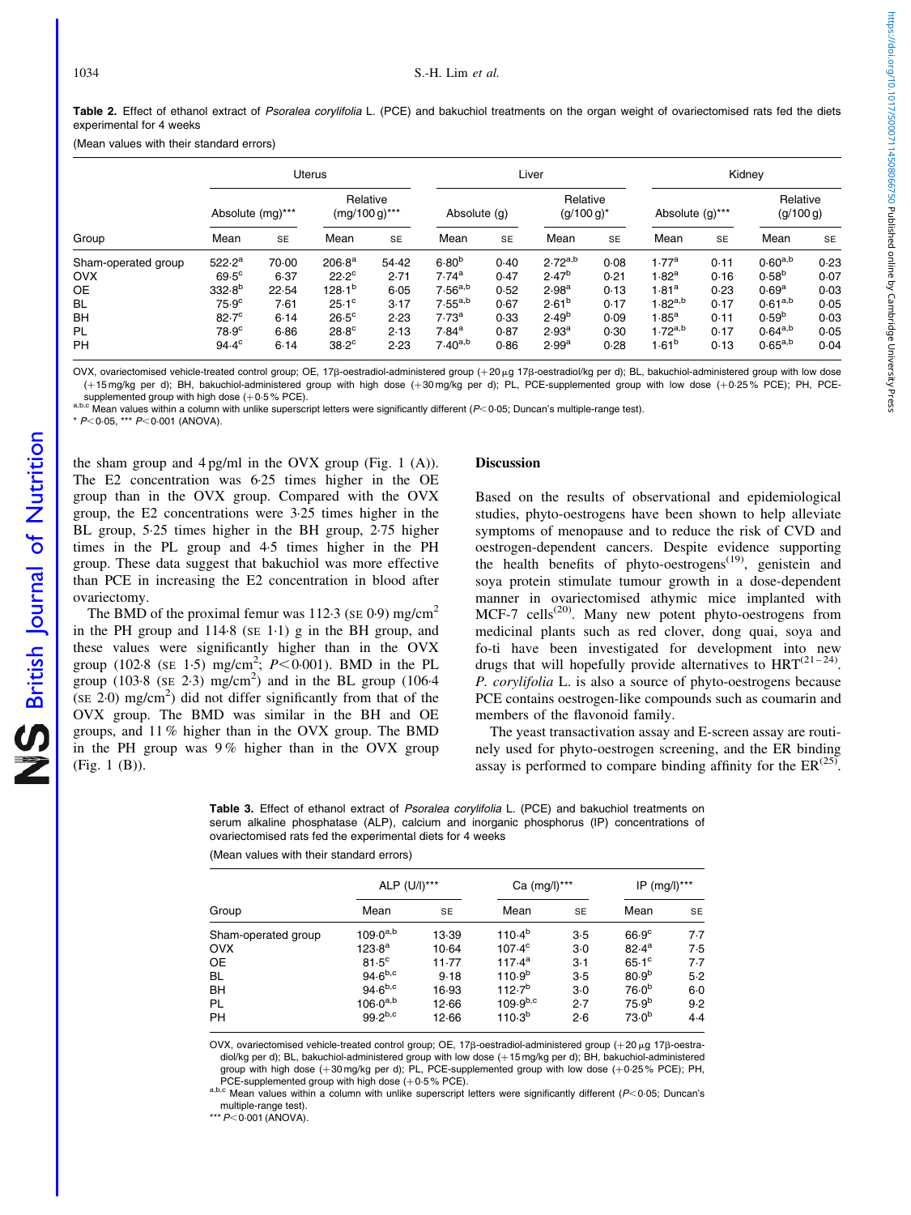**Table 2.** Effect of ethanol extract of *Psoralea corylifolia* L. (PCE) and bakuchiol treatments on the organ weight of ovariectomised rats fed the diets experimental for 4 weeks

(Mean values with their standard errors)

| | Uterus | | | | Liver | | | | Kidney | | | |
|---|---|---|---|---|---|---|---|---|---|---|---|---|
| | Absolute (mg)*** | | Relative (mg/100 g)*** | | Absolute (g) | | Relative (g/100 g)* | | Absolute (g)*** | | Relative (g/100 g) | |
| Group | Mean | SE | Mean | SE | Mean | SE | Mean | SE | Mean | SE | Mean | SE |
| Sham-operated group | 522·2[a] | 70·00 | 206·8[a] | 54·42 | 6·80[b] | 0·40 | 2·72[a,b] | 0·08 | 1·77[a] | 0·11 | 0·60[a,b] | 0·23 |
| OVX | 69·5[c] | 6·37 | 22·2[c] | 2·71 | 7·74[a] | 0·47 | 2·47[b] | 0·21 | 1·82[a] | 0·16 | 0·58[b] | 0·07 |
| OE | 332·8[b] | 22·54 | 128·1[b] | 6·05 | 7·56[a,b] | 0·52 | 2·98[a] | 0·13 | 1·81[a] | 0·23 | 0·69[a] | 0·03 |
| BL | 75·9[c] | 7·61 | 25·1[c] | 3·17 | 7·55[a,b] | 0·67 | 2·61[b] | 0·17 | 1·82[a,b] | 0·17 | 0·61[a,b] | 0·05 |
| BH | 82·7[c] | 6·14 | 26·5[c] | 2·23 | 7·73[a] | 0·33 | 2·49[b] | 0·09 | 1·85[a] | 0·11 | 0·59[b] | 0·03 |
| PL | 78·9[c] | 6·86 | 28·8[c] | 2·13 | 7·84[a] | 0·87 | 2·93[a] | 0·30 | 1·72[a,b] | 0·17 | 0·64[a,b] | 0·05 |
| PH | 94·4[c] | 6·14 | 38·2[c] | 2·23 | 7·40[a,b] | 0·86 | 2·99[a] | 0·28 | 1·61[b] | 0·13 | 0·65[a,b] | 0·04 |

OVX, ovariectomised vehicle-treated control group; OE, 17β-oestradiol-administered group (+20 μg 17β-oestradiol/kg per d); BL, bakuchiol-administered group with low dose (+15 mg/kg per d); BH, bakuchiol-administered group with high dose (+30 mg/kg per d); PL, PCE-supplemented group with low dose (+0·25 % PCE); PH, PCE-supplemented group with high dose (+0·5 % PCE).

a,b,c Mean values within a column with unlike superscript letters were significantly different ($P<0·05$; Duncan's multiple-range test).

\* $P<0·05$, \*\*\* $P<0·001$ (ANOVA).

the sham group and 4 pg/ml in the OVX group (Fig. 1 (A)). The E2 concentration was 6·25 times higher in the OE group than in the OVX group. Compared with the OVX group, the E2 concentrations were 3·25 times higher in the BL group, 5·25 times higher in the BH group, 2·75 higher times in the PL group and 4·5 times higher in the PH group. These data suggest that bakuchiol was more effective than PCE in increasing the E2 concentration in blood after ovariectomy.

The BMD of the proximal femur was 112·3 (SE 0·9) mg/cm$^2$ in the PH group and 114·8 (SE 1·1) g in the BH group, and these values were significantly higher than in the OVX group (102·8 (SE 1·5) mg/cm$^2$; $P<0·001$). BMD in the PL group (103·8 (SE 2·3) mg/cm$^2$) and in the BL group (106·4 (SE 2·0) mg/cm$^2$) did not differ significantly from that of the OVX group. The BMD was similar in the BH and OE groups, and 11 % higher than in the OVX group. The BMD in the PH group was 9 % higher than in the OVX group (Fig. 1 (B)).

## Discussion

Based on the results of observational and epidemiological studies, phyto-oestrogens have been shown to help alleviate symptoms of menopause and to reduce the risk of CVD and oestrogen-dependent cancers. Despite evidence supporting the health benefits of phyto-oestrogens[19], genistein and soya protein stimulate tumour growth in a dose-dependent manner in ovariectomised athymic mice implanted with MCF-7 cells[20]. Many new potent phyto-oestrogens from medicinal plants such as red clover, dong quai, soya and fo-ti have been investigated for development into new drugs that will hopefully provide alternatives to HRT[21–24]. *P. corylifolia* L. is also a source of phyto-oestrogens because PCE contains oestrogen-like compounds such as coumarin and members of the flavonoid family.

The yeast transactivation assay and E-screen assay are routinely used for phyto-oestrogen screening, and the ER binding assay is performed to compare binding affinity for the ER[25].

**Table 3.** Effect of ethanol extract of *Psoralea corylifolia* L. (PCE) and bakuchiol treatments on serum alkaline phosphatase (ALP), calcium and inorganic phosphorus (IP) concentrations of ovariectomised rats fed the experimental diets for 4 weeks

(Mean values with their standard errors)

| | ALP (U/l)*** | | Ca (mg/l)*** | | IP (mg/l)*** | |
|---|---|---|---|---|---|---|
| Group | Mean | SE | Mean | SE | Mean | SE |
| Sham-operated group | 109·0[a,b] | 13·39 | 110·4[b] | 3·5 | 66·9[c] | 7·7 |
| OVX | 123·8[a] | 10·64 | 107·4[c] | 3·0 | 82·4[a] | 7·5 |
| OE | 81·5[c] | 11·77 | 117·4[a] | 3·1 | 65·1[c] | 7·7 |
| BL | 94·6[b,c] | 9·18 | 110·9[b] | 3·5 | 80·9[b] | 5·2 |
| BH | 94·6[b,c] | 16·93 | 112·7[b] | 3·0 | 76·0[b] | 6·0 |
| PL | 106·0[a,b] | 12·66 | 109·9[b,c] | 2·7 | 75·9[b] | 9·2 |
| PH | 99·2[b,c] | 12·66 | 110·3[b] | 2·6 | 73·0[b] | 4·4 |

OVX, ovariectomised vehicle-treated control group; OE, 17β-oestradiol-administered group (+20 μg 17β-oestradiol/kg per d); BL, bakuchiol-administered group with low dose (+15 mg/kg per d); BH, bakuchiol-administered group with high dose (+30 mg/kg per d); PL, PCE-supplemented group with low dose (+0·25 % PCE); PH, PCE-supplemented group with high dose (+0·5 % PCE).

a,b,c Mean values within a column with unlike superscript letters were significantly different ($P<0·05$; Duncan's multiple-range test).

\*\*\* $P<0·001$ (ANOVA).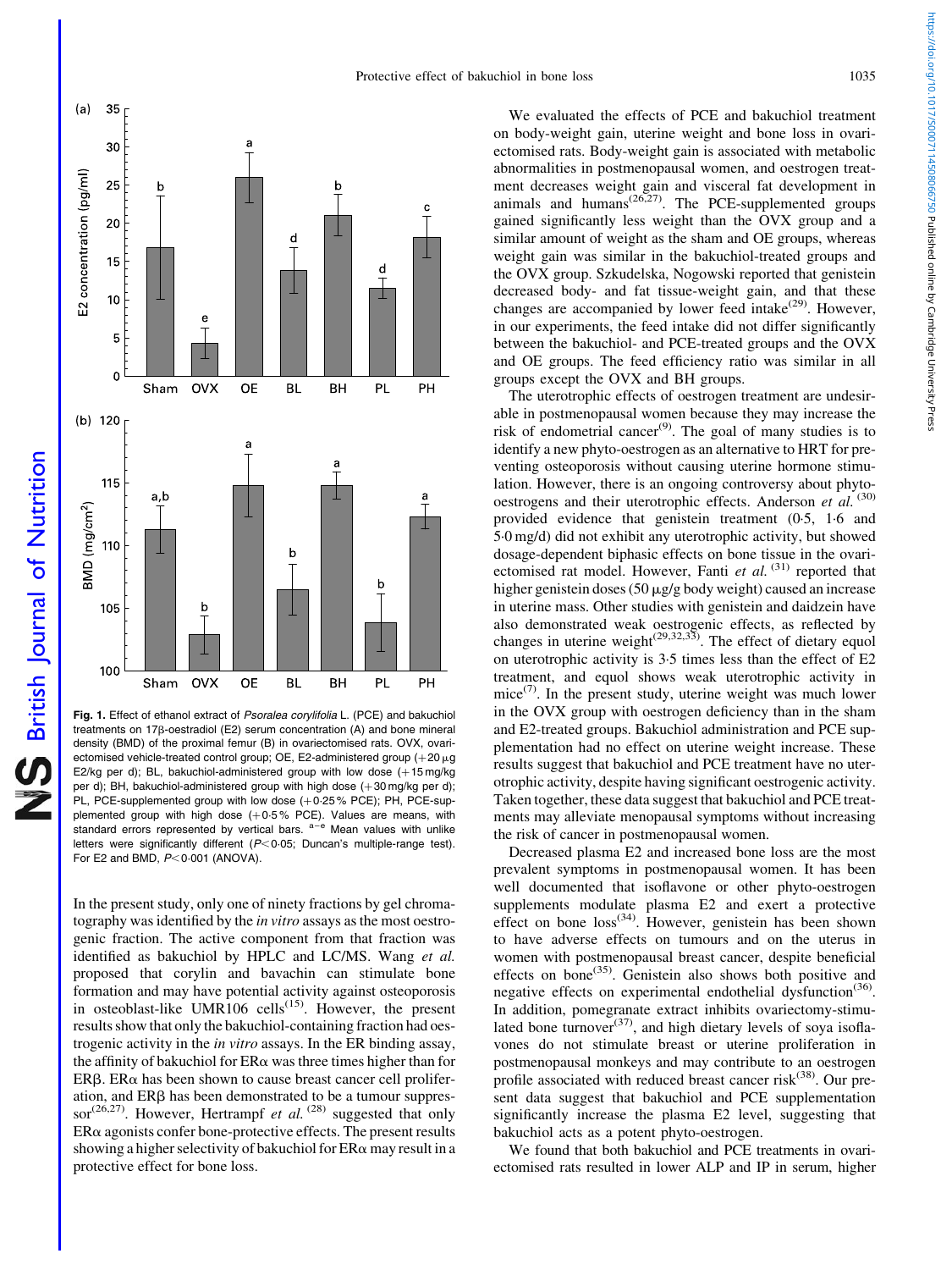Fig. 1. Effect of ethanol extract of *Psoralea corylifolia* L. (PCE) and bakuchiol treatments on 17β-oestradiol (E2) serum concentration (A) and bone mineral density (BMD) of the proximal femur (B) in ovariectomised rats. OVX, ovariectomised vehicle-treated control group; OE, E2-administered group (+20 μg E2/kg per d); BL, bakuchiol-administered group with low dose (+15 mg/kg per d); BH, bakuchiol-administered group with high dose (+30 mg/kg per d); PL, PCE-supplemented group with low dose (+0·25 % PCE); PH, PCE-supplemented group with high dose (+0·5 % PCE). Values are means, with standard errors represented by vertical bars. [a–e] Mean values with unlike letters were significantly different ($P<0·05$; Duncan's multiple-range test). For E2 and BMD, $P<0·001$ (ANOVA).

In the present study, only one of ninety fractions by gel chromatography was identified by the *in vitro* assays as the most oestrogenic fraction. The active component from that fraction was identified as bakuchiol by HPLC and LC/MS. Wang *et al.* proposed that corylin and bavachin can stimulate bone formation and may have potential activity against osteoporosis in osteoblast-like UMR106 cells[15]. However, the present results show that only the bakuchiol-containing fraction had oestrogenic activity in the *in vitro* assays. In the ER binding assay, the affinity of bakuchiol for ERα was three times higher than for ERβ. ERα has been shown to cause breast cancer cell proliferation, and ERβ has been demonstrated to be a tumour suppressor[26,27]. However, Hertrampf *et al.* [28] suggested that only ERα agonists confer bone-protective effects. The present results showing a higher selectivity of bakuchiol for ERα may result in a protective effect for bone loss.

We evaluated the effects of PCE and bakuchiol treatment on body-weight gain, uterine weight and bone loss in ovariectomised rats. Body-weight gain is associated with metabolic abnormalities in postmenopausal women, and oestrogen treatment decreases weight gain and visceral fat development in animals and humans[26,27]. The PCE-supplemented groups gained significantly less weight than the OVX group and a similar amount of weight as the sham and OE groups, whereas weight gain was similar in the bakuchiol-treated groups and the OVX group. Szkudelska, Nogowski reported that genistein decreased body- and fat tissue-weight gain, and that these changes are accompanied by lower feed intake[29]. However, in our experiments, the feed intake did not differ significantly between the bakuchiol- and PCE-treated groups and the OVX and OE groups. The feed efficiency ratio was similar in all groups except the OVX and BH groups.

The uterotrophic effects of oestrogen treatment are undesirable in postmenopausal women because they may increase the risk of endometrial cancer[9]. The goal of many studies is to identify a new phyto-oestrogen as an alternative to HRT for preventing osteoporosis without causing uterine hormone stimulation. However, there is an ongoing controversy about phyto-oestrogens and their uterotrophic effects. Anderson *et al.* [30] provided evidence that genistein treatment (0·5, 1·6 and 5·0 mg/d) did not exhibit any uterotrophic activity, but showed dosage-dependent biphasic effects on bone tissue in the ovariectomised rat model. However, Fanti *et al.* [31] reported that higher genistein doses (50 μg/g body weight) caused an increase in uterine mass. Other studies with genistein and daidzein have also demonstrated weak oestrogenic effects, as reflected by changes in uterine weight[29,32,33]. The effect of dietary equol on uterotrophic activity is 3·5 times less than the effect of E2 treatment, and equol shows weak uterotrophic activity in mice[7]. In the present study, uterine weight was much lower in the OVX group with oestrogen deficiency than in the sham and E2-treated groups. Bakuchiol administration and PCE supplementation had no effect on uterine weight increase. These results suggest that bakuchiol and PCE treatment have no uterotrophic activity, despite having significant oestrogenic activity. Taken together, these data suggest that bakuchiol and PCE treatments may alleviate menopausal symptoms without increasing the risk of cancer in postmenopausal women.

Decreased plasma E2 and increased bone loss are the most prevalent symptoms in postmenopausal women. It has been well documented that isoflavone or other phyto-oestrogen supplements modulate plasma E2 and exert a protective effect on bone loss[34]. However, genistein has been shown to have adverse effects on tumours and on the uterus in women with postmenopausal breast cancer, despite beneficial effects on bone[35]. Genistein also shows both positive and negative effects on experimental endothelial dysfunction[36]. In addition, pomegranate extract inhibits ovariectomy-stimulated bone turnover[37], and high dietary levels of soya isoflavones do not stimulate breast or uterine proliferation in postmenopausal monkeys and may contribute to an oestrogen profile associated with reduced breast cancer risk[38]. Our present data suggest that bakuchiol and PCE supplementation significantly increase the plasma E2 level, suggesting that bakuchiol acts as a potent phyto-oestrogen.

We found that both bakuchiol and PCE treatments in ovariectomised rats resulted in lower ALP and IP in serum, higher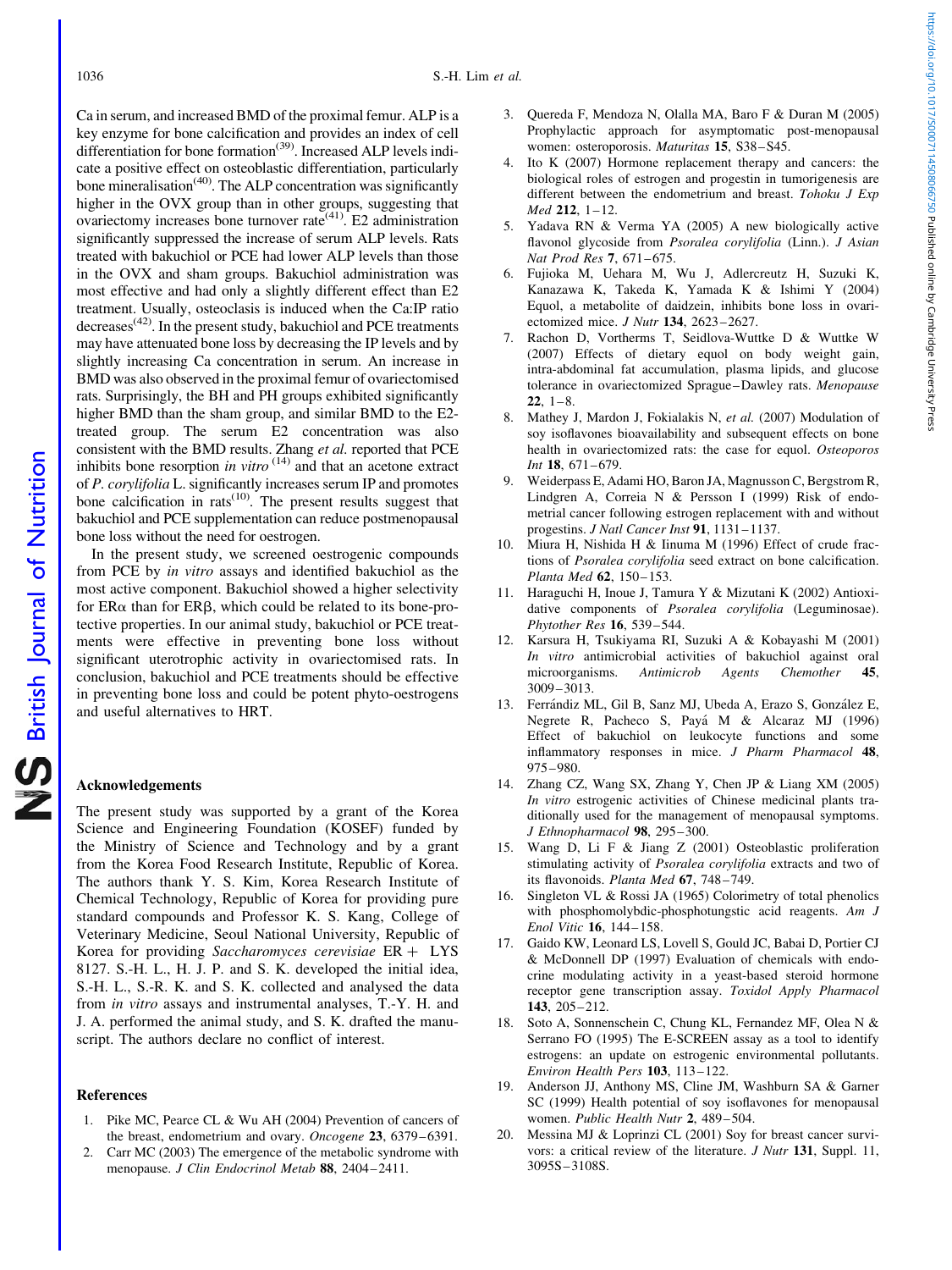Ca in serum, and increased BMD of the proximal femur. ALP is a key enzyme for bone calcification and provides an index of cell differentiation for bone formation[39]. Increased ALP levels indicate a positive effect on osteoblastic differentiation, particularly bone mineralisation[40]. The ALP concentration was significantly higher in the OVX group than in other groups, suggesting that ovariectomy increases bone turnover rate[41]. E2 administration significantly suppressed the increase of serum ALP levels. Rats treated with bakuchiol or PCE had lower ALP levels than those in the OVX and sham groups. Bakuchiol administration was most effective and had only a slightly different effect than E2 treatment. Usually, osteoclasis is induced when the Ca:IP ratio decreases[42]. In the present study, bakuchiol and PCE treatments may have attenuated bone loss by decreasing the IP levels and by slightly increasing Ca concentration in serum. An increase in BMD was also observed in the proximal femur of ovariectomised rats. Surprisingly, the BH and PH groups exhibited significantly higher BMD than the sham group, and similar BMD to the E2-treated group. The serum E2 concentration was also consistent with the BMD results. Zhang *et al.* reported that PCE inhibits bone resorption *in vitro*[14] and that an acetone extract of *P. corylifolia* L. significantly increases serum IP and promotes bone calcification in rats[10]. The present results suggest that bakuchiol and PCE supplementation can reduce postmenopausal bone loss without the need for oestrogen.

In the present study, we screened oestrogenic compounds from PCE by *in vitro* assays and identified bakuchiol as the most active component. Bakuchiol showed a higher selectivity for ERα than for ERβ, which could be related to its bone-protective properties. In our animal study, bakuchiol or PCE treatments were effective in preventing bone loss without significant uterotrophic activity in ovariectomised rats. In conclusion, bakuchiol and PCE treatments should be effective in preventing bone loss and could be potent phyto-oestrogens and useful alternatives to HRT.

## Acknowledgements

The present study was supported by a grant of the Korea Science and Engineering Foundation (KOSEF) funded by the Ministry of Science and Technology and by a grant from the Korea Food Research Institute, Republic of Korea. The authors thank Y. S. Kim, Korea Research Institute of Chemical Technology, Republic of Korea for providing pure standard compounds and Professor K. S. Kang, College of Veterinary Medicine, Seoul National University, Republic of Korea for providing *Saccharomyces cerevisiae* ER + LYS 8127. S.-H. L., H. J. P. and S. K. developed the initial idea, S.-H. L., S.-R. K. and S. K. collected and analysed the data from *in vitro* assays and instrumental analyses, T.-Y. H. and J. A. performed the animal study, and S. K. drafted the manuscript. The authors declare no conflict of interest.

## References

1. Pike MC, Pearce CL & Wu AH (2004) Prevention of cancers of the breast, endometrium and ovary. *Oncogene* **23**, 6379–6391.
2. Carr MC (2003) The emergence of the metabolic syndrome with menopause. *J Clin Endocrinol Metab* **88**, 2404–2411.
3. Quereda F, Mendoza N, Olalla MA, Baro F & Duran M (2005) Prophylactic approach for asymptomatic post-menopausal women: osteroporosis. *Maturitas* **15**, S38–S45.
4. Ito K (2007) Hormone replacement therapy and cancers: the biological roles of estrogen and progestin in tumorigenesis are different between the endometrium and breast. *Tohoku J Exp Med* **212**, 1–12.
5. Yadava RN & Verma YA (2005) A new biologically active flavonol glycoside from *Psoralea corylifolia* (Linn.). *J Asian Nat Prod Res* **7**, 671–675.
6. Fujioka M, Uehara M, Wu J, Adlercreutz H, Suzuki K, Kanazawa K, Takeda K, Yamada K & Ishimi Y (2004) Equol, a metabolite of daidzein, inhibits bone loss in ovariectomized mice. *J Nutr* **134**, 2623–2627.
7. Rachon D, Vortherms T, Seidlova-Wuttke D & Wuttke W (2007) Effects of dietary equol on body weight gain, intra-abdominal fat accumulation, plasma lipids, and glucose tolerance in ovariectomized Sprague–Dawley rats. *Menopause* **22**, 1–8.
8. Mathey J, Mardon J, Fokialakis N, *et al.* (2007) Modulation of soy isoflavones bioavailability and subsequent effects on bone health in ovariectomized rats: the case for equol. *Osteoporos Int* **18**, 671–679.
9. Weiderpass E, Adami HO, Baron JA, Magnusson C, Bergstrom R, Lindgren A, Correia N & Persson I (1999) Risk of endometrial cancer following estrogen replacement with and without progestins. *J Natl Cancer Inst* **91**, 1131–1137.
10. Miura H, Nishida H & Iinuma M (1996) Effect of crude fractions of *Psoralea corylifolia* seed extract on bone calcification. *Planta Med* **62**, 150–153.
11. Haraguchi H, Inoue J, Tamura Y & Mizutani K (2002) Antioxidative components of *Psoralea corylifolia* (Leguminosae). *Phytother Res* **16**, 539–544.
12. Karsura H, Tsukiyama RI, Suzuki A & Kobayashi M (2001) *In vitro* antimicrobial activities of bakuchiol against oral microorganisms. *Antimicrob Agents Chemother* **45**, 3009–3013.
13. Ferrándiz ML, Gil B, Sanz MJ, Ubeda A, Erazo S, González E, Negrete R, Pacheco S, Payá M & Alcaraz MJ (1996) Effect of bakuchiol on leukocyte functions and some inflammatory responses in mice. *J Pharm Pharmacol* **48**, 975–980.
14. Zhang CZ, Wang SX, Zhang Y, Chen JP & Liang XM (2005) *In vitro* estrogenic activities of Chinese medicinal plants traditionally used for the management of menopausal symptoms. *J Ethnopharmacol* **98**, 295–300.
15. Wang D, Li F & Jiang Z (2001) Osteoblastic proliferation stimulating activity of *Psoralea corylifolia* extracts and two of its flavonoids. *Planta Med* **67**, 748–749.
16. Singleton VL & Rossi JA (1965) Colorimetry of total phenolics with phosphomolybdic-phosphotungstic acid reagents. *Am J Enol Vitic* **16**, 144–158.
17. Gaido KW, Leonard LS, Lovell S, Gould JC, Babai D, Portier CJ & McDonnell DP (1997) Evaluation of chemicals with endocrine modulating activity in a yeast-based steroid hormone receptor gene transcription assay. *Toxidol Apply Pharmacol* **143**, 205–212.
18. Soto A, Sonnenschein C, Chung KL, Fernandez MF, Olea N & Serrano FO (1995) The E-SCREEN assay as a tool to identify estrogens: an update on estrogenic environmental pollutants. *Environ Health Pers* **103**, 113–122.
19. Anderson JJ, Anthony MS, Cline JM, Washburn SA & Garner SC (1999) Health potential of soy isoflavones for menopausal women. *Public Health Nutr* **2**, 489–504.
20. Messina MJ & Loprinzi CL (2001) Soy for breast cancer survivors: a critical review of the literature. *J Nutr* **131**, Suppl. 11, 3095S–3108S.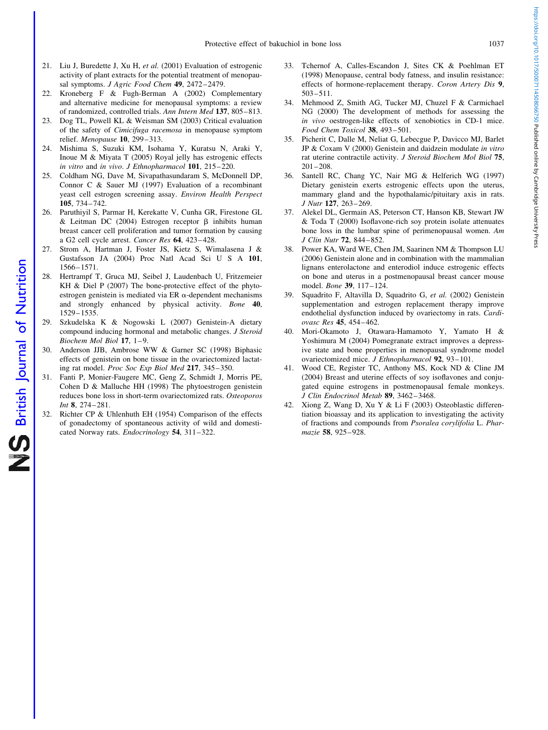21. Liu J, Buredette J, Xu H, *et al.* (2001) Evaluation of estrogenic activity of plant extracts for the potential treatment of menopausal symptoms. *J Agric Food Chem* **49**, 2472–2479.
22. Kroneberg F & Fugh-Berman A (2002) Complementary and alternative medicine for menopausal symptoms: a review of randomized, controlled trials. *Ann Intern Med* **137**, 805–813.
23. Dog TL, Powell KL & Weisman SM (2003) Critical evaluation of the safety of *Cimicifuga racemosa* in menopause symptom relief. *Menopause* **10**, 299–313.
24. Mishima S, Suzuki KM, Isohama Y, Kuratsu N, Araki Y, Inoue M & Miyata T (2005) Royal jelly has estrogenic effects *in vitro* and *in vivo*. *J Ethnopharmacol* **101**, 215–220.
25. Coldham NG, Dave M, Sivapathasundaram S, McDonnell DP, Connor C & Sauer MJ (1997) Evaluation of a recombinant yeast cell estrogen screening assay. *Environ Health Perspect* **105**, 734–742.
26. Paruthiyil S, Parmar H, Kerekatte V, Cunha GR, Firestone GL & Leitman DC (2004) Estrogen receptor β inhibits human breast cancer cell proliferation and tumor formation by causing a G2 cell cycle arrest. *Cancer Res* **64**, 423–428.
27. Strom A, Hartman J, Foster JS, Kietz S, Wimalasena J & Gustafsson JA (2004) Proc Natl Acad Sci U S A **101**, 1566–1571.
28. Hertrampf T, Gruca MJ, Seibel J, Laudenbach U, Fritzemeier KH & Diel P (2007) The bone-protective effect of the phytoestrogen genistein is mediated via ER α-dependent mechanisms and strongly enhanced by physical activity. *Bone* **40**, 1529–1535.
29. Szkudelska K & Nogowski L (2007) Genistein-A dietary compound inducing hormonal and metabolic changes. *J Steroid Biochem Mol Biol* **17**, 1–9.
30. Anderson JJB, Ambrose WW & Garner SC (1998) Biphasic effects of genistein on bone tissue in the ovariectomized lactating rat model. *Proc Soc Exp Biol Med* **217**, 345–350.
31. Fanti P, Monier-Faugere MC, Geng Z, Schmidt J, Morris PE, Cohen D & Malluche HH (1998) The phytoestrogen genistein reduces bone loss in short-term ovariectomized rats. *Osteoporos Int* **8**, 274–281.
32. Richter CP & Uhlenhuth EH (1954) Comparison of the effects of gonadectomy of spontaneous activity of wild and domesticated Norway rats. *Endocrinology* **54**, 311–322.
33. Tchernof A, Calles-Escandon J, Sites CK & Poehlman ET (1998) Menopause, central body fatness, and insulin resistance: effects of hormone-replacement therapy. *Coron Artery Dis* **9**, 503–511.
34. Mehmood Z, Smith AG, Tucker MJ, Chuzel F & Carmichael NG (2000) The development of methods for assessing the *in vivo* oestrogen-like effects of xenobiotics in CD-1 mice. *Food Chem Toxicol* **38**, 493–501.
35. Picherit C, Dalle M, Neliat G, Lebecgue P, Davicco MJ, Barlet JP & Coxam V (2000) Genistein and daidzein modulate *in vitro* rat uterine contractile activity. *J Steroid Biochem Mol Biol* **75**, 201–208.
36. Santell RC, Chang YC, Nair MG & Helferich WG (1997) Dietary genistein exerts estrogenic effects upon the uterus, mammary gland and the hypothalamic/pituitary axis in rats. *J Nutr* **127**, 263–269.
37. Alekel DL, Germain AS, Peterson CT, Hanson KB, Stewart JW & Toda T (2000) Isoflavone-rich soy protein isolate attenuates bone loss in the lumbar spine of perimenopausal women. *Am J Clin Nutr* **72**, 844–852.
38. Power KA, Ward WE, Chen JM, Saarinen NM & Thompson LU (2006) Genistein alone and in combination with the mammalian lignans enterolactone and enterodiol induce estrogenic effects on bone and uterus in a postmenopausal breast cancer mouse model. *Bone* **39**, 117–124.
39. Squadrito F, Altavilla D, Squadrito G, *et al.* (2002) Genistein supplementation and estrogen replacement therapy improve endothelial dysfunction induced by ovariectomy in rats. *Cardiovasc Res* **45**, 454–462.
40. Mori-Okamoto J, Otawara-Hamamoto Y, Yamato H & Yoshimura M (2004) Pomegranate extract improves a depressive state and bone properties in menopausal syndrome model ovariectomized mice. *J Ethnopharmacol* **92**, 93–101.
41. Wood CE, Register TC, Anthony MS, Kock ND & Cline JM (2004) Breast and uterine effects of soy isoflavones and conjugated equine estrogens in postmenopausal female monkeys. *J Clin Endocrinol Metab* **89**, 3462–3468.
42. Xiong Z, Wang D, Xu Y & Li F (2003) Osteoblastic differentiation bioassay and its application to investigating the activity of fractions and compounds from *Psoralea corylifolia* L. *Pharmazie* **58**, 925–928.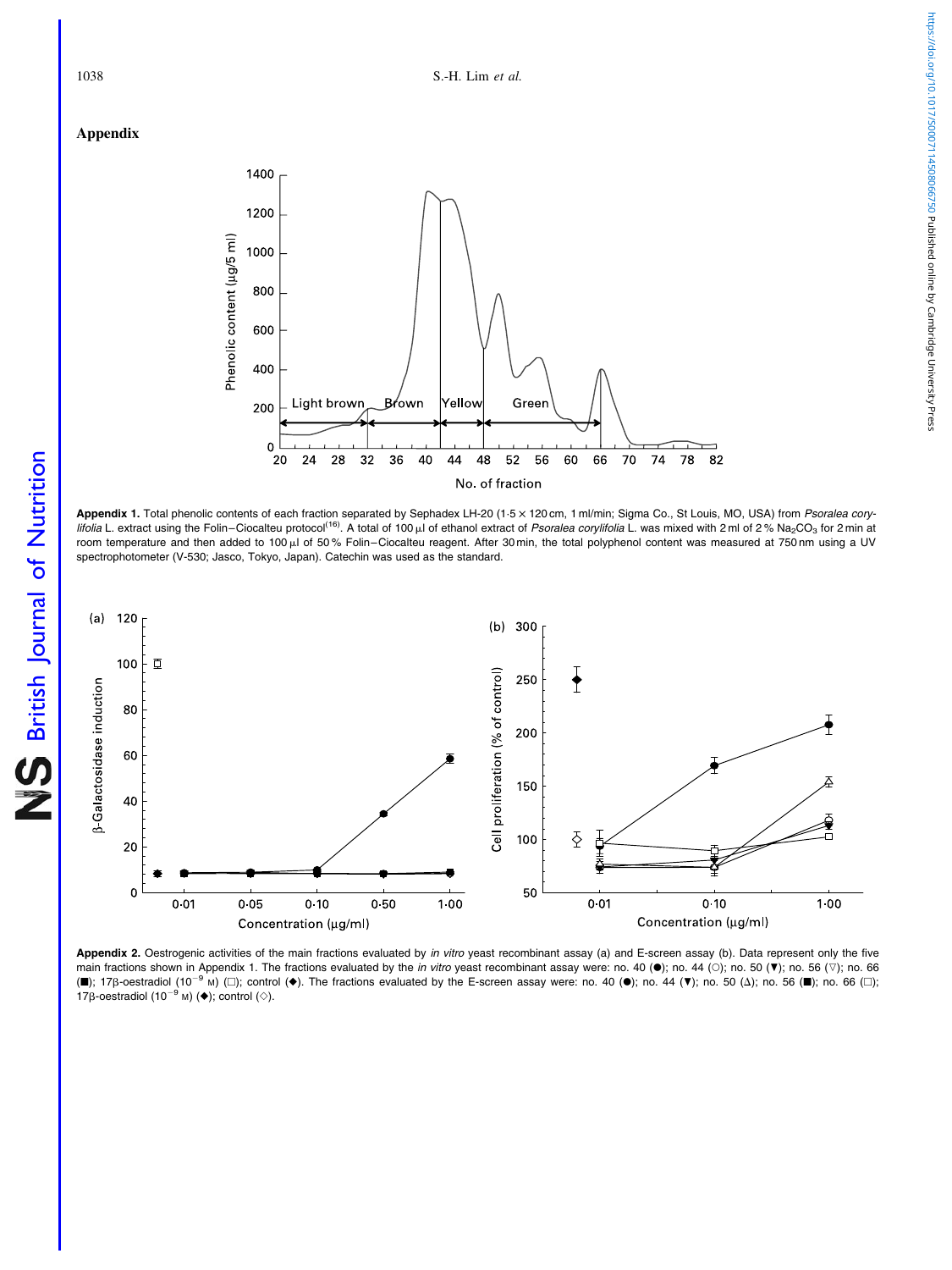## Appendix

Phenolic content (μg/5 ml)

1400
1200
1000
800
600
400
200
0

Light brown
Brown
Yellow
Green

20 24 28 32 36 40 44 48 52 56 60 66 70 74 78 82

No. of fraction

**Appendix 1.** Total phenolic contents of each fraction separated by Sephadex LH-20 (1·5 × 120 cm, 1 ml/min; Sigma Co., St Louis, MO, USA) from *Psoralea corylifolia* L. extract using the Folin–Ciocalteu protocol[16]. A total of 100 μl of ethanol extract of *Psoralea corylifolia* L. was mixed with 2 ml of 2 % $Na_2CO_3$ for 2 min at room temperature and then added to 100 μl of 50 % Folin–Ciocalteu reagent. After 30 min, the total polyphenol content was measured at 750 nm using a UV spectrophotometer (V-530; Jasco, Tokyo, Japan). Catechin was used as the standard.

(a)

β-Galactosidase induction

120
100
80
60
40
20
0

0·01 0·05 0·10 0·50 1·00

Concentration (μg/ml)

(b)

Cell proliferation (% of control)

300
250
200
150
100
50

0·01 0·10 1·00

Concentration (μg/ml)

**Appendix 2.** Oestrogenic activities of the main fractions evaluated by *in vitro* yeast recombinant assay (a) and E-screen assay (b). Data represent only the five main fractions shown in Appendix 1. The fractions evaluated by the *in vitro* yeast recombinant assay were: no. 40 (●); no. 44 (○); no. 50 (▼); no. 56 (▽); no. 66 (■); 17β-oestradiol ($10^{-9}$ M) (□); control (◆). The fractions evaluated by the E-screen assay were: no. 40 (●); no. 44 (▼); no. 50 (Δ); no. 56 (■); no. 66 (□); 17β-oestradiol ($10^{-9}$ M) (◆); control (◇).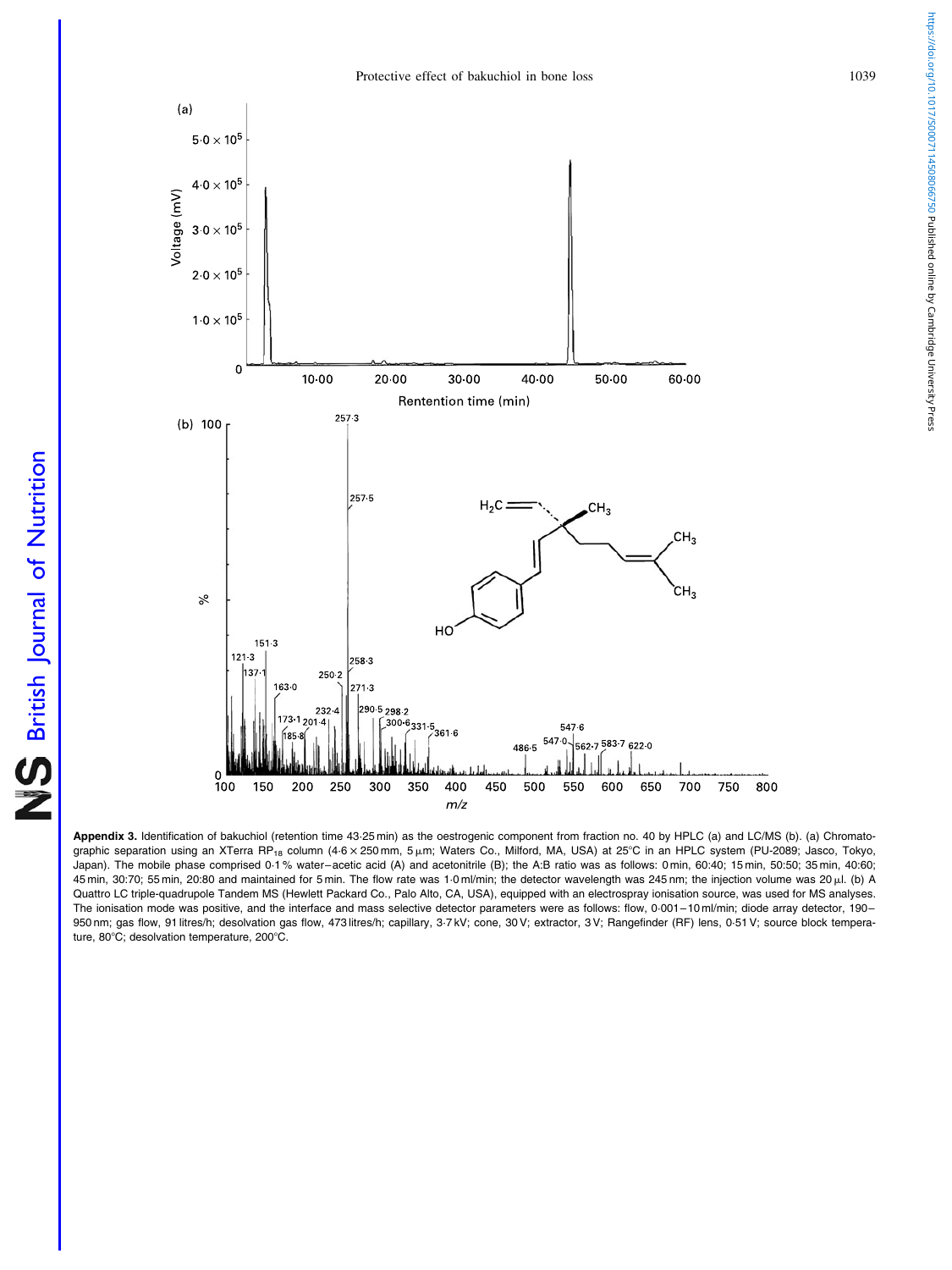(a)

5·0 × 10^5

4·0 × 10^5

3·0 × 10^5

2·0 × 10^5

1·0 × 10^5

0

Voltage (mV)

10·00 20·00 30·00 40·00 50·00 60·00

Rentention time (min)

(b) 100

%

0

257·3

257·5

151·3

121·3

137·1

163·0

250·2

258·3

271·3

232·4

173·1

201·4

185·8

290·5

298·2

300·6

331·5

361·6

486·5

547·6

547·0

562·7

583·7

622·0

100 150 200 250 300 350 400 450 500 550 600 650 700 750 800

m/z

$H_2C$

$CH_3$

$CH_3$

$CH_3$

HO

**Appendix 3.** Identification of bakuchiol (retention time 43·25 min) as the oestrogenic component from fraction no. 40 by HPLC (a) and LC/MS (b). (a) Chromatographic separation using an XTerra $RP_{18}$ column (4·6 × 250 mm, 5 μm; Waters Co., Milford, MA, USA) at 25°C in an HPLC system (PU-2089; Jasco, Tokyo, Japan). The mobile phase comprised 0·1 % water–acetic acid (A) and acetonitrile (B); the A:B ratio was as follows: 0 min, 60:40; 15 min, 50:50; 35 min, 40:60; 45 min, 30:70; 55 min, 20:80 and maintained for 5 min. The flow rate was 1·0 ml/min; the detector wavelength was 245 nm; the injection volume was 20 μl. (b) A Quattro LC triple-quadrupole Tandem MS (Hewlett Packard Co., Palo Alto, CA, USA), equipped with an electrospray ionisation source, was used for MS analyses. The ionisation mode was positive, and the interface and mass selective detector parameters were as follows: flow, 0·001–10 ml/min; diode array detector, 190–950 nm; gas flow, 91 litres/h; desolvation gas flow, 473 litres/h; capillary, 3·7 kV; cone, 30 V; extractor, 3 V; Rangefinder (RF) lens, 0·51 V; source block temperature, 80°C; desolvation temperature, 200°C.